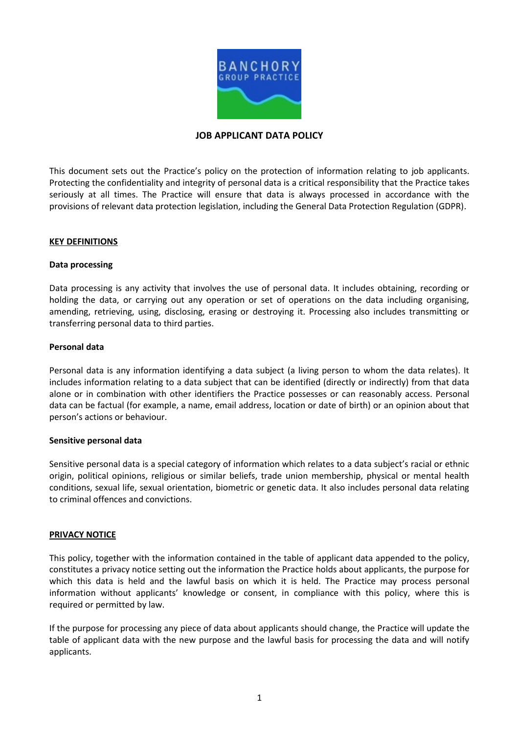# JOB APPLICANT DATA POLICY

This document sets out the Practice's policy on the protection of information relating to job applicants. Protecting the confidentiality and integrity of personal data is a critical responsibility that the Practice takes seriously at all times. The Practice will ensure that data is always processed in accordance with the provisions of relevant data protection legislation, including the General Data Protection Regulation (GDPR).

## KEY DEFINITIONS

### Data processing

Data processing is any activity that involves the use of personal data. It includes obtaining, recording or holding the data, or carrying out any operation or set of operations on the data including organising, amending, retrieving, using, disclosing, erasing or destroying it. Processing also includes transmitting or transferring personal data to third parties.

### Personal data

Personal data is any information identifying a data subject (a living person to whom the data relates). It includes information relating to a data subject that can be identified (directly or indirectly) from that data alone or in combination with other identifiers the Practice possesses or can reasonably access. Personal data can be factual (for example, a name, email address, location or date of birth) or an opinion about that person's actions or behaviour.

### Sensitive personal data

Sensitive personal data is a special category of information which relates to a data subject's racial or ethnic origin, political opinions, religious or similar beliefs, trade union membership, physical or mental health conditions, sexual life, sexual orientation, biometric or genetic data. It also includes personal data relating to criminal offences and convictions.

## PRIVACY NOTICE

This policy, together with the information contained in the table of applicant data appended to the policy, constitutes a privacy notice setting out the information the Practice holds about applicants, the purpose for which this data is held and the lawful basis on which it is held. The Practice may process personal information without applicants' knowledge or consent, in compliance with this policy, where this is required or permitted by law.

If the purpose for processing any piece of data about applicants should change, the Practice will update the table of applicant data with the new purpose and the lawful basis for processing the data and will notify applicants.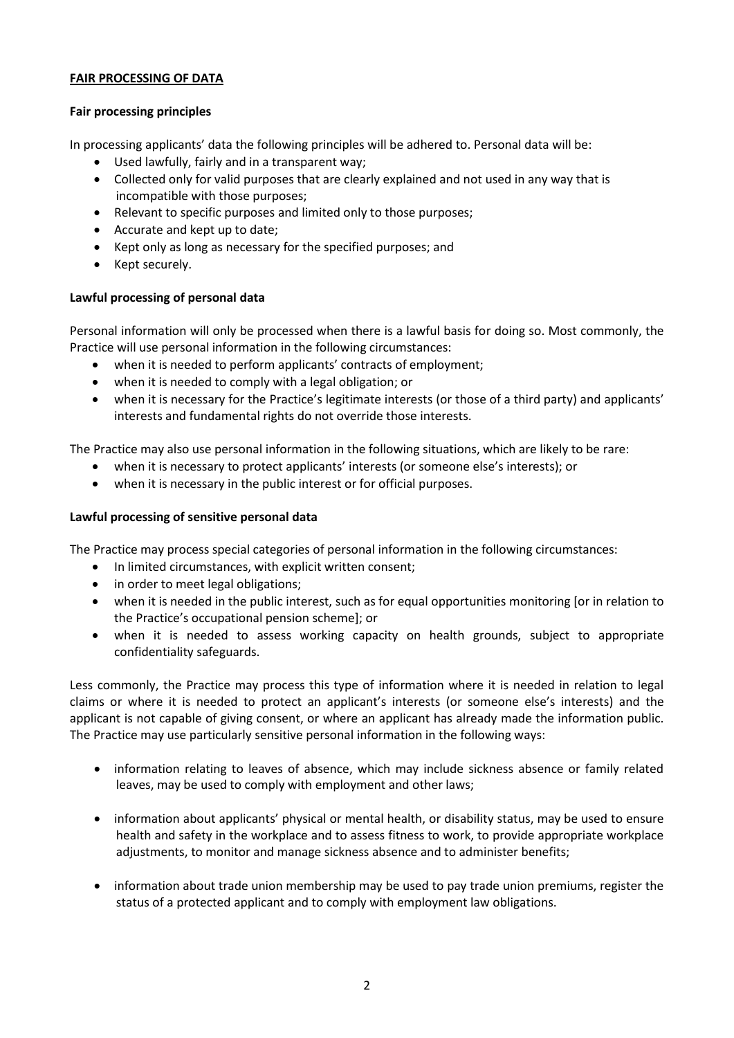## **FAIR PROCESSING OF DATA**

### Fair processing principles

In processing applicants' data the following principles will be adhered to. Personal data will be:

- Used lawfully, fairly and in a transparent way;
- Collected only for valid purposes that are clearly explained and not used in any way that is incompatible with those purposes;
- Relevant to specific purposes and limited only to those purposes;
- Accurate and kept up to date;
- Kept only as long as necessary for the specified purposes; and
- Kept securely.

### Lawful processing of personal data

Personal information will only be processed when there is a lawful basis for doing so. Most commonly, the Practice will use personal information in the following circumstances:

- when it is needed to perform applicants' contracts of employment;
- when it is needed to comply with a legal obligation; or
- when it is necessary for the Practice's legitimate interests (or those of a third party) and applicants' interests and fundamental rights do not override those interests.

The Practice may also use personal information in the following situations, which are likely to be rare:

- when it is necessary to protect applicants' interests (or someone else's interests); or
- when it is necessary in the public interest or for official purposes.

### Lawful processing of sensitive personal data

The Practice may process special categories of personal information in the following circumstances:

- In limited circumstances, with explicit written consent;
- in order to meet legal obligations;
- when it is needed in the public interest, such as for equal opportunities monitoring [or in relation to the Practice's occupational pension scheme]; or
- when it is needed to assess working capacity on health grounds, subject to appropriate confidentiality safeguards.

Less commonly, the Practice may process this type of information where it is needed in relation to legal claims or where it is needed to protect an applicant's interests (or someone else's interests) and the applicant is not capable of giving consent, or where an applicant has already made the information public. The Practice may use particularly sensitive personal information in the following ways:

- information relating to leaves of absence, which may include sickness absence or family related leaves, may be used to comply with employment and other laws;
- information about applicants' physical or mental health, or disability status, may be used to ensure health and safety in the workplace and to assess fitness to work, to provide appropriate workplace adjustments, to monitor and manage sickness absence and to administer benefits;
- information about trade union membership may be used to pay trade union premiums, register the status of a protected applicant and to comply with employment law obligations.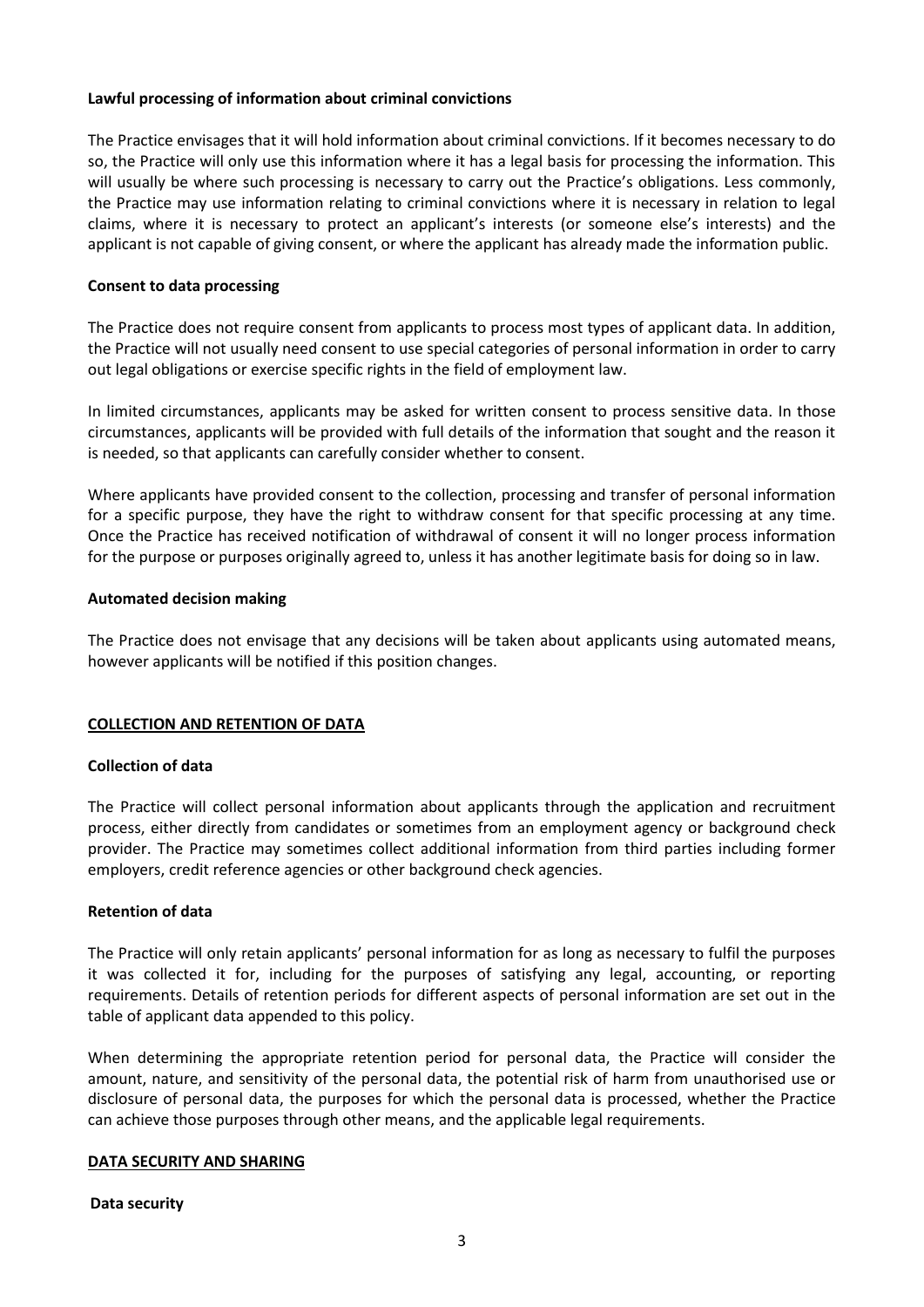**Lawful processing of information about criminal convictions**

The Practice envisages that it will hold information about criminal convictions. If it becomes necessary to do so, the Practice will only use this information where it has a legal basis for processing the information. This will usually be where such processing is necessary to carry out the Practice's obligations. Less commonly, the Practice may use information relating to criminal convictions where it is necessary in relation to legal claims, where it is necessary to protect an applicant's interests (or someone else's interests) and the applicant is not capable of giving consent, or where the applicant has already made the information public.

**Consent to data processing**

The Practice does not require consent from applicants to process most types of applicant data. In addition, the Practice will not usually need consent to use special categories of personal information in order to carry out legal obligations or exercise specific rights in the field of employment law.

In limited circumstances, applicants may be asked for written consent to process sensitive data. In those circumstances, applicants will be provided with full details of the information that sought and the reason it is needed, so that applicants can carefully consider whether to consent.

Where applicants have provided consent to the collection, processing and transfer of personal information for a specific purpose, they have the right to withdraw consent for that specific processing at any time. Once the Practice has received notification of withdrawal of consent it will no longer process information for the purpose or purposes originally agreed to, unless it has another legitimate basis for doing so in law.

**Automated decision making**

The Practice does not envisage that any decisions will be taken about applicants using automated means, however applicants will be notified if this position changes.

## COLLECTION AND RETENTION OF DATA

**Collection of data**

The Practice will collect personal information about applicants through the application and recruitment process, either directly from candidates or sometimes from an employment agency or background check provider. The Practice may sometimes collect additional information from third parties including former employers, credit reference agencies or other background check agencies.

**Retention of data**

The Practice will only retain applicants' personal information for as long as necessary to fulfil the purposes it was collected it for, including for the purposes of satisfying any legal, accounting, or reporting requirements. Details of retention periods for different aspects of personal information are set out in the table of applicant data appended to this policy.

When determining the appropriate retention period for personal data, the Practice will consider the amount, nature, and sensitivity of the personal data, the potential risk of harm from unauthorised use or disclosure of personal data, the purposes for which the personal data is processed, whether the Practice can achieve those purposes through other means, and the applicable legal requirements.

## DATA SECURITY AND SHARING

**Data security**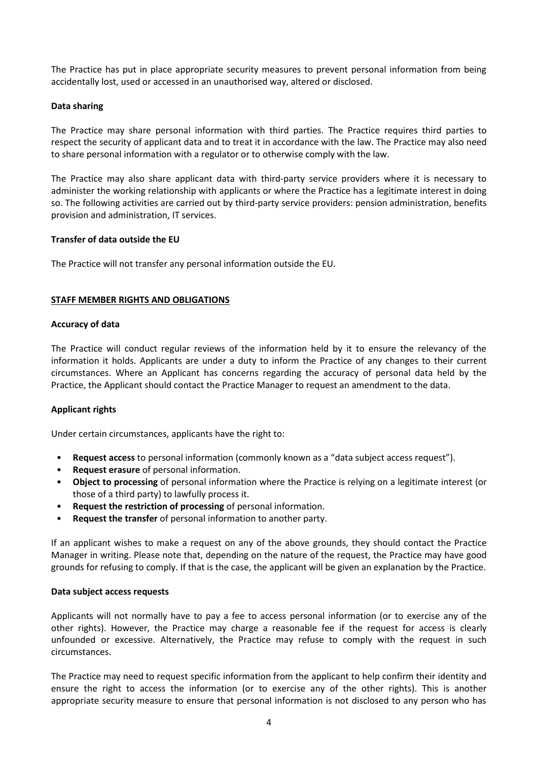The Practice has put in place appropriate security measures to prevent personal information from being accidentally lost, used or accessed in an unauthorised way, altered or disclosed.

**Data sharing**

The Practice may share personal information with third parties. The Practice requires third parties to respect the security of applicant data and to treat it in accordance with the law. The Practice may also need to share personal information with a regulator or to otherwise comply with the law.

The Practice may also share applicant data with third-party service providers where it is necessary to administer the working relationship with applicants or where the Practice has a legitimate interest in doing so. The following activities are carried out by third-party service providers: pension administration, benefits provision and administration, IT services.

**Transfer of data outside the EU**

The Practice will not transfer any personal information outside the EU.

## STAFF MEMBER RIGHTS AND OBLIGATIONS

**Accuracy of data**

The Practice will conduct regular reviews of the information held by it to ensure the relevancy of the information it holds. Applicants are under a duty to inform the Practice of any changes to their current circumstances. Where an Applicant has concerns regarding the accuracy of personal data held by the Practice, the Applicant should contact the Practice Manager to request an amendment to the data.

**Applicant rights**

Under certain circumstances, applicants have the right to:

- **Request access** to personal information (commonly known as a "data subject access request").
- **Request erasure** of personal information.
- **Object to processing** of personal information where the Practice is relying on a legitimate interest (or those of a third party) to lawfully process it.
- **Request the restriction of processing** of personal information.
- **Request the transfer** of personal information to another party.

If an applicant wishes to make a request on any of the above grounds, they should contact the Practice Manager in writing. Please note that, depending on the nature of the request, the Practice may have good grounds for refusing to comply. If that is the case, the applicant will be given an explanation by the Practice.

**Data subject access requests**

Applicants will not normally have to pay a fee to access personal information (or to exercise any of the other rights). However, the Practice may charge a reasonable fee if the request for access is clearly unfounded or excessive. Alternatively, the Practice may refuse to comply with the request in such circumstances.

The Practice may need to request specific information from the applicant to help confirm their identity and ensure the right to access the information (or to exercise any of the other rights). This is another appropriate security measure to ensure that personal information is not disclosed to any person who has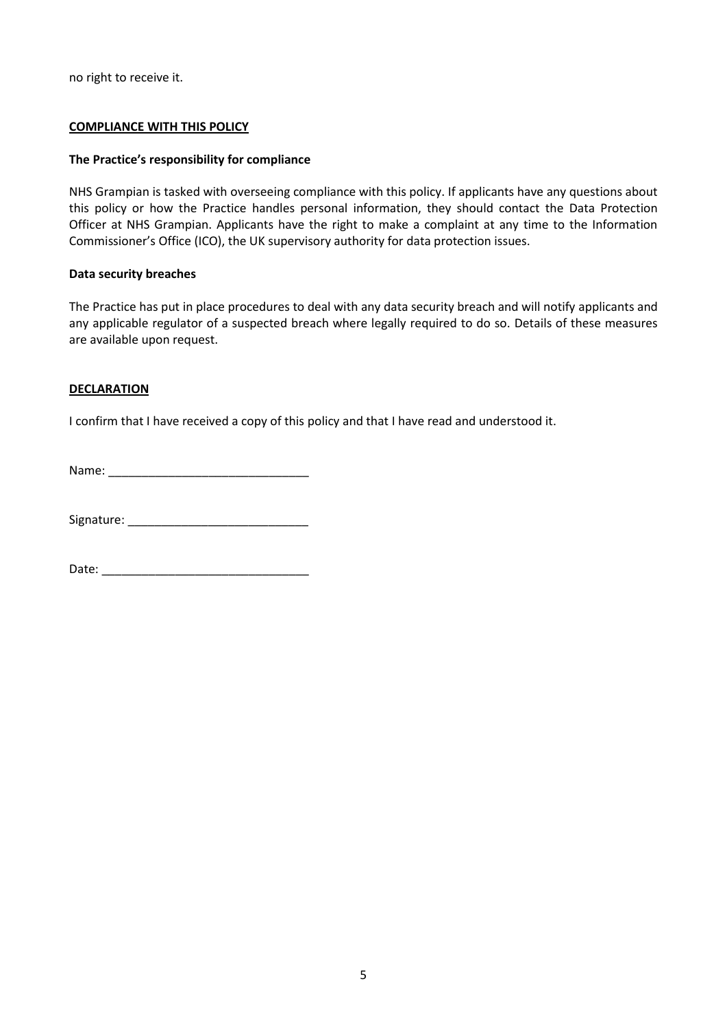no right to receive it.

## COMPLIANCE WITH THIS POLICY

### The Practice's responsibility for compliance

NHS Grampian is tasked with overseeing compliance with this policy. If applicants have any questions about this policy or how the Practice handles personal information, they should contact the Data Protection Officer at NHS Grampian. Applicants have the right to make a complaint at any time to the Information Commissioner's Office (ICO), the UK supervisory authority for data protection issues.

### Data security breaches

The Practice has put in place procedures to deal with any data security breach and will notify applicants and any applicable regulator of a suspected breach where legally required to do so. Details of these measures are available upon request.

## DECLARATION

I confirm that I have received a copy of this policy and that I have read and understood it.

Name: ______________________________

Signature: ___________________________

Date: _______________________________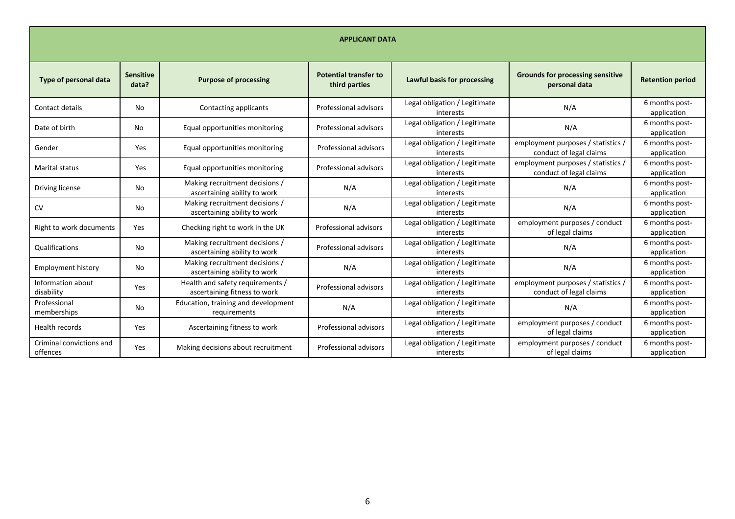## APPLICANT DATA

| Type of personal data | Sensitive data? | Purpose of processing | Potential transfer to third parties | Lawful basis for processing | Grounds for processing sensitive personal data | Retention period |
|---|---|---|---|---|---|---|
| Contact details | No | Contacting applicants | Professional advisors | Legal obligation / Legitimate interests | N/A | 6 months post-application |
| Date of birth | No | Equal opportunities monitoring | Professional advisors | Legal obligation / Legitimate interests | N/A | 6 months post-application |
| Gender | Yes | Equal opportunities monitoring | Professional advisors | Legal obligation / Legitimate interests | employment purposes / statistics / conduct of legal claims | 6 months post-application |
| Marital status | Yes | Equal opportunities monitoring | Professional advisors | Legal obligation / Legitimate interests | employment purposes / statistics / conduct of legal claims | 6 months post-application |
| Driving license | No | Making recruitment decisions / ascertaining ability to work | N/A | Legal obligation / Legitimate interests | N/A | 6 months post-application |
| CV | No | Making recruitment decisions / ascertaining ability to work | N/A | Legal obligation / Legitimate interests | N/A | 6 months post-application |
| Right to work documents | Yes | Checking right to work in the UK | Professional advisors | Legal obligation / Legitimate interests | employment purposes / conduct of legal claims | 6 months post-application |
| Qualifications | No | Making recruitment decisions / ascertaining ability to work | Professional advisors | Legal obligation / Legitimate interests | N/A | 6 months post-application |
| Employment history | No | Making recruitment decisions / ascertaining ability to work | N/A | Legal obligation / Legitimate interests | N/A | 6 months post-application |
| Information about disability | Yes | Health and safety requirements / ascertaining fitness to work | Professional advisors | Legal obligation / Legitimate interests | employment purposes / statistics / conduct of legal claims | 6 months post-application |
| Professional memberships | No | Education, training and development requirements | N/A | Legal obligation / Legitimate interests | N/A | 6 months post-application |
| Health records | Yes | Ascertaining fitness to work | Professional advisors | Legal obligation / Legitimate interests | employment purposes / conduct of legal claims | 6 months post-application |
| Criminal convictions and offences | Yes | Making decisions about recruitment | Professional advisors | Legal obligation / Legitimate interests | employment purposes / conduct of legal claims | 6 months post-application |